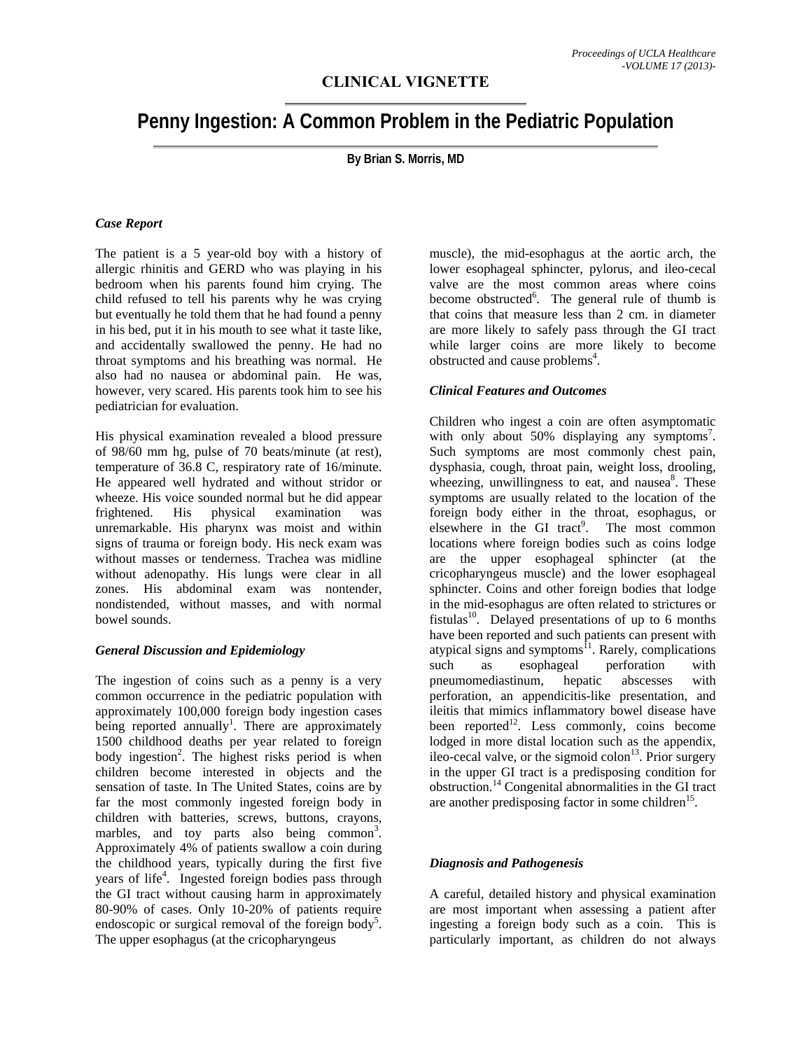**CLINICAL VIGNETTE**

# Penny Ingestion: A Common Problem in the Pediatric Population

**By Brian S. Morris, MD**

### *Case Report*

The patient is a 5 year-old boy with a history of allergic rhinitis and GERD who was playing in his bedroom when his parents found him crying. The child refused to tell his parents why he was crying but eventually he told them that he had found a penny in his bed, put it in his mouth to see what it taste like, and accidentally swallowed the penny. He had no throat symptoms and his breathing was normal. He also had no nausea or abdominal pain. He was, however, very scared. His parents took him to see his pediatrician for evaluation.

His physical examination revealed a blood pressure of 98/60 mm hg, pulse of 70 beats/minute (at rest), temperature of 36.8 C, respiratory rate of 16/minute. He appeared well hydrated and without stridor or wheeze. His voice sounded normal but he did appear frightened. His physical examination was unremarkable. His pharynx was moist and within signs of trauma or foreign body. His neck exam was without masses or tenderness. Trachea was midline without adenopathy. His lungs were clear in all zones. His abdominal exam was nontender, nondistended, without masses, and with normal bowel sounds.

### *General Discussion and Epidemiology*

The ingestion of coins such as a penny is a very common occurrence in the pediatric population with approximately 100,000 foreign body ingestion cases being reported annually[1]. There are approximately 1500 childhood deaths per year related to foreign body ingestion[2]. The highest risks period is when children become interested in objects and the sensation of taste. In The United States, coins are by far the most commonly ingested foreign body in children with batteries, screws, buttons, crayons, marbles, and toy parts also being common[3]. Approximately 4% of patients swallow a coin during the childhood years, typically during the first five years of life[4]. Ingested foreign bodies pass through the GI tract without causing harm in approximately 80-90% of cases. Only 10-20% of patients require endoscopic or surgical removal of the foreign body[5]. The upper esophagus (at the cricopharyngeus muscle), the mid-esophagus at the aortic arch, the lower esophageal sphincter, pylorus, and ileo-cecal valve are the most common areas where coins become obstructed[6]. The general rule of thumb is that coins that measure less than 2 cm. in diameter are more likely to safely pass through the GI tract while larger coins are more likely to become obstructed and cause problems[4].

### *Clinical Features and Outcomes*

Children who ingest a coin are often asymptomatic with only about 50% displaying any symptoms[7]. Such symptoms are most commonly chest pain, dysphasia, cough, throat pain, weight loss, drooling, wheezing, unwillingness to eat, and nausea[8]. These symptoms are usually related to the location of the foreign body either in the throat, esophagus, or elsewhere in the GI tract[9]. The most common locations where foreign bodies such as coins lodge are the upper esophageal sphincter (at the cricopharyngeus muscle) and the lower esophageal sphincter. Coins and other foreign bodies that lodge in the mid-esophagus are often related to strictures or fistulas[10]. Delayed presentations of up to 6 months have been reported and such patients can present with atypical signs and symptoms[11]. Rarely, complications such as esophageal perforation with pneumomediastinum, hepatic abscesses with perforation, an appendicitis-like presentation, and ileitis that mimics inflammatory bowel disease have been reported[12]. Less commonly, coins become lodged in more distal location such as the appendix, ileo-cecal valve, or the sigmoid colon[13]. Prior surgery in the upper GI tract is a predisposing condition for obstruction.[14] Congenital abnormalities in the GI tract are another predisposing factor in some children[15].

### *Diagnosis and Pathogenesis*

A careful, detailed history and physical examination are most important when assessing a patient after ingesting a foreign body such as a coin. This is particularly important, as children do not always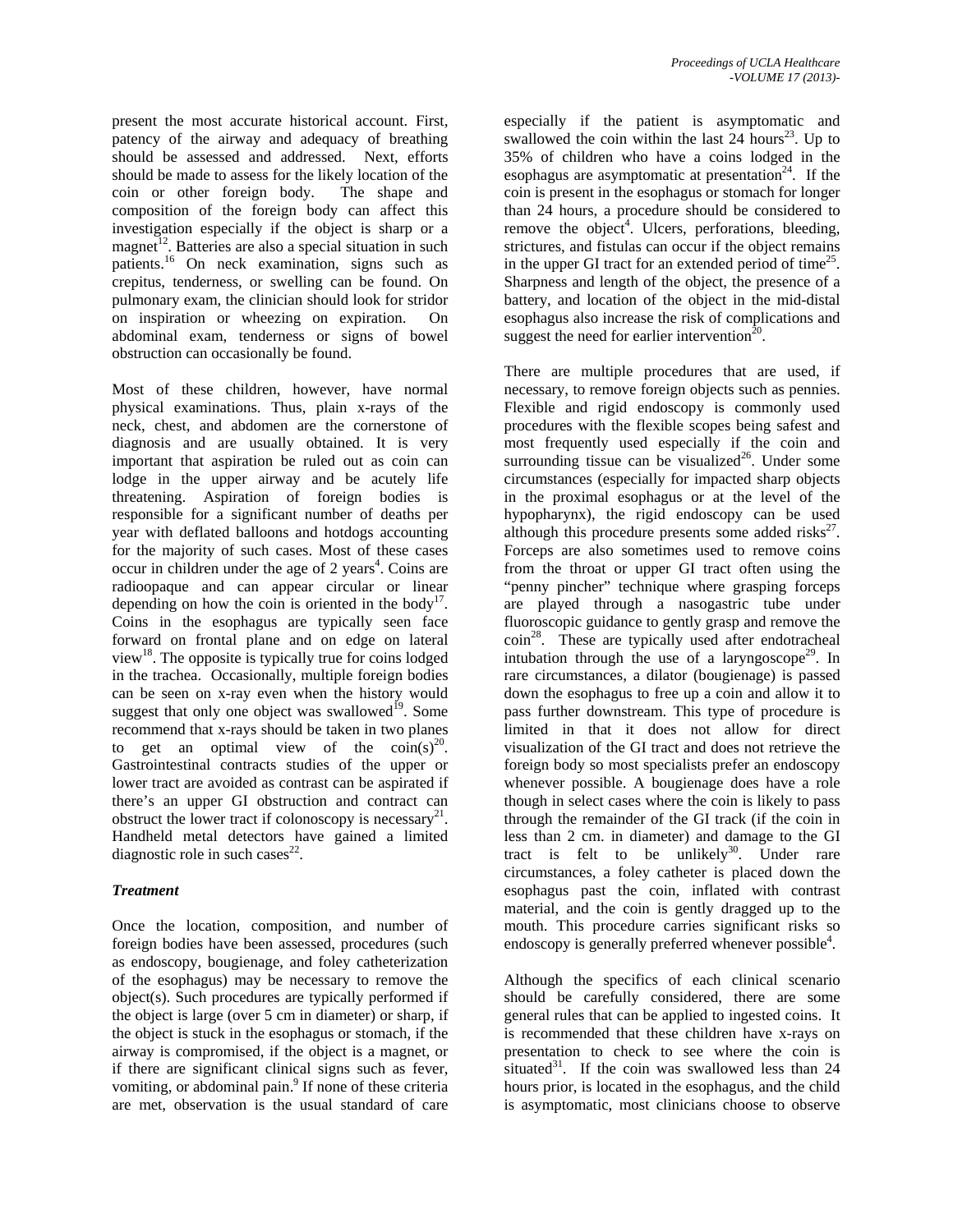present the most accurate historical account. First, patency of the airway and adequacy of breathing should be assessed and addressed. Next, efforts should be made to assess for the likely location of the coin or other foreign body. The shape and composition of the foreign body can affect this investigation especially if the object is sharp or a magnet[12]. Batteries are also a special situation in such patients.[16] On neck examination, signs such as crepitus, tenderness, or swelling can be found. On pulmonary exam, the clinician should look for stridor on inspiration or wheezing on expiration. On abdominal exam, tenderness or signs of bowel obstruction can occasionally be found.

Most of these children, however, have normal physical examinations. Thus, plain x-rays of the neck, chest, and abdomen are the cornerstone of diagnosis and are usually obtained. It is very important that aspiration be ruled out as coin can lodge in the upper airway and be acutely life threatening. Aspiration of foreign bodies is responsible for a significant number of deaths per year with deflated balloons and hotdogs accounting for the majority of such cases. Most of these cases occur in children under the age of 2 years[4]. Coins are radioopaque and can appear circular or linear depending on how the coin is oriented in the body[17]. Coins in the esophagus are typically seen face forward on frontal plane and on edge on lateral view[18]. The opposite is typically true for coins lodged in the trachea. Occasionally, multiple foreign bodies can be seen on x-ray even when the history would suggest that only one object was swallowed[19]. Some recommend that x-rays should be taken in two planes to get an optimal view of the coin(s)[20]. Gastrointestinal contracts studies of the upper or lower tract are avoided as contrast can be aspirated if there's an upper GI obstruction and contract can obstruct the lower tract if colonoscopy is necessary[21]. Handheld metal detectors have gained a limited diagnostic role in such cases[22].

### *Treatment*

Once the location, composition, and number of foreign bodies have been assessed, procedures (such as endoscopy, bougienage, and foley catheterization of the esophagus) may be necessary to remove the object(s). Such procedures are typically performed if the object is large (over 5 cm in diameter) or sharp, if the object is stuck in the esophagus or stomach, if the airway is compromised, if the object is a magnet, or if there are significant clinical signs such as fever, vomiting, or abdominal pain.[9] If none of these criteria are met, observation is the usual standard of care especially if the patient is asymptomatic and swallowed the coin within the last 24 hours[23]. Up to 35% of children who have a coins lodged in the esophagus are asymptomatic at presentation[24]. If the coin is present in the esophagus or stomach for longer than 24 hours, a procedure should be considered to remove the object[4]. Ulcers, perforations, bleeding, strictures, and fistulas can occur if the object remains in the upper GI tract for an extended period of time[25]. Sharpness and length of the object, the presence of a battery, and location of the object in the mid-distal esophagus also increase the risk of complications and suggest the need for earlier intervention[20].

There are multiple procedures that are used, if necessary, to remove foreign objects such as pennies. Flexible and rigid endoscopy is commonly used procedures with the flexible scopes being safest and most frequently used especially if the coin and surrounding tissue can be visualized[26]. Under some circumstances (especially for impacted sharp objects in the proximal esophagus or at the level of the hypopharynx), the rigid endoscopy can be used although this procedure presents some added risks[27]. Forceps are also sometimes used to remove coins from the throat or upper GI tract often using the "penny pincher" technique where grasping forceps are played through a nasogastric tube under fluoroscopic guidance to gently grasp and remove the coin[28]. These are typically used after endotracheal intubation through the use of a laryngoscope[29]. In rare circumstances, a dilator (bougienage) is passed down the esophagus to free up a coin and allow it to pass further downstream. This type of procedure is limited in that it does not allow for direct visualization of the GI tract and does not retrieve the foreign body so most specialists prefer an endoscopy whenever possible. A bougienage does have a role though in select cases where the coin is likely to pass through the remainder of the GI track (if the coin in less than 2 cm. in diameter) and damage to the GI tract is felt to be unlikely[30]. Under rare circumstances, a foley catheter is placed down the esophagus past the coin, inflated with contrast material, and the coin is gently dragged up to the mouth. This procedure carries significant risks so endoscopy is generally preferred whenever possible[4].

Although the specifics of each clinical scenario should be carefully considered, there are some general rules that can be applied to ingested coins. It is recommended that these children have x-rays on presentation to check to see where the coin is situated[31]. If the coin was swallowed less than 24 hours prior, is located in the esophagus, and the child is asymptomatic, most clinicians choose to observe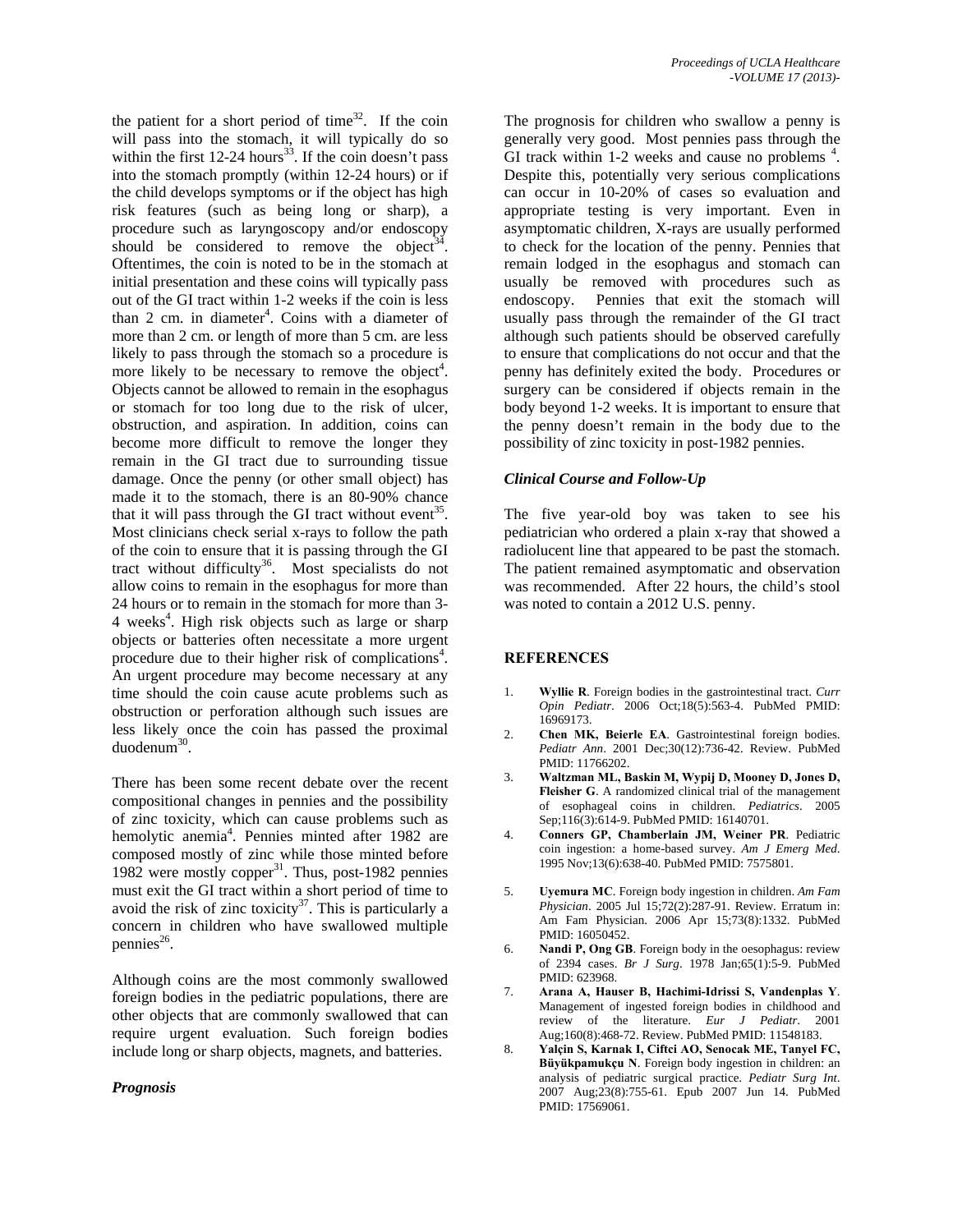the patient for a short period of time[32]. If the coin will pass into the stomach, it will typically do so within the first 12-24 hours[33]. If the coin doesn't pass into the stomach promptly (within 12-24 hours) or if the child develops symptoms or if the object has high risk features (such as being long or sharp), a procedure such as laryngoscopy and/or endoscopy should be considered to remove the object[34]. Oftentimes, the coin is noted to be in the stomach at initial presentation and these coins will typically pass out of the GI tract within 1-2 weeks if the coin is less than 2 cm. in diameter[4]. Coins with a diameter of more than 2 cm. or length of more than 5 cm. are less likely to pass through the stomach so a procedure is more likely to be necessary to remove the object[4]. Objects cannot be allowed to remain in the esophagus or stomach for too long due to the risk of ulcer, obstruction, and aspiration. In addition, coins can become more difficult to remove the longer they remain in the GI tract due to surrounding tissue damage. Once the penny (or other small object) has made it to the stomach, there is an 80-90% chance that it will pass through the GI tract without event[35]. Most clinicians check serial x-rays to follow the path of the coin to ensure that it is passing through the GI tract without difficulty[36]. Most specialists do not allow coins to remain in the esophagus for more than 24 hours or to remain in the stomach for more than 3-4 weeks[4]. High risk objects such as large or sharp objects or batteries often necessitate a more urgent procedure due to their higher risk of complications[4]. An urgent procedure may become necessary at any time should the coin cause acute problems such as obstruction or perforation although such issues are less likely once the coin has passed the proximal duodenum[30].

There has been some recent debate over the recent compositional changes in pennies and the possibility of zinc toxicity, which can cause problems such as hemolytic anemia[4]. Pennies minted after 1982 are composed mostly of zinc while those minted before 1982 were mostly copper[31]. Thus, post-1982 pennies must exit the GI tract within a short period of time to avoid the risk of zinc toxicity[37]. This is particularly a concern in children who have swallowed multiple pennies[26].

Although coins are the most commonly swallowed foreign bodies in the pediatric populations, there are other objects that are commonly swallowed that can require urgent evaluation. Such foreign bodies include long or sharp objects, magnets, and batteries.

### *Prognosis*

The prognosis for children who swallow a penny is generally very good. Most pennies pass through the GI track within 1-2 weeks and cause no problems [4]. Despite this, potentially very serious complications can occur in 10-20% of cases so evaluation and appropriate testing is very important. Even in asymptomatic children, X-rays are usually performed to check for the location of the penny. Pennies that remain lodged in the esophagus and stomach can usually be removed with procedures such as endoscopy. Pennies that exit the stomach will usually pass through the remainder of the GI tract although such patients should be observed carefully to ensure that complications do not occur and that the penny has definitely exited the body. Procedures or surgery can be considered if objects remain in the body beyond 1-2 weeks. It is important to ensure that the penny doesn't remain in the body due to the possibility of zinc toxicity in post-1982 pennies.

### *Clinical Course and Follow-Up*

The five year-old boy was taken to see his pediatrician who ordered a plain x-ray that showed a radiolucent line that appeared to be past the stomach. The patient remained asymptomatic and observation was recommended. After 22 hours, the child's stool was noted to contain a 2012 U.S. penny.

## REFERENCES

1. **Wyllie R**. Foreign bodies in the gastrointestinal tract. *Curr Opin Pediatr*. 2006 Oct;18(5):563-4. PubMed PMID: 16969173.
2. **Chen MK, Beierle EA**. Gastrointestinal foreign bodies. *Pediatr Ann*. 2001 Dec;30(12):736-42. Review. PubMed PMID: 11766202.
3. **Waltzman ML, Baskin M, Wypij D, Mooney D, Jones D, Fleisher G**. A randomized clinical trial of the management of esophageal coins in children. *Pediatrics*. 2005 Sep;116(3):614-9. PubMed PMID: 16140701.
4. **Conners GP, Chamberlain JM, Weiner PR**. Pediatric coin ingestion: a home-based survey. *Am J Emerg Med*. 1995 Nov;13(6):638-40. PubMed PMID: 7575801.
5. **Uyemura MC**. Foreign body ingestion in children. *Am Fam Physician*. 2005 Jul 15;72(2):287-91. Review. Erratum in: Am Fam Physician. 2006 Apr 15;73(8):1332. PubMed PMID: 16050452.
6. **Nandi P, Ong GB**. Foreign body in the oesophagus: review of 2394 cases. *Br J Surg*. 1978 Jan;65(1):5-9. PubMed PMID: 623968.
7. **Arana A, Hauser B, Hachimi-Idrissi S, Vandenplas Y**. Management of ingested foreign bodies in childhood and review of the literature. *Eur J Pediatr*. 2001 Aug;160(8):468-72. Review. PubMed PMID: 11548183.
8. **Yalçin S, Karnak I, Ciftci AO, Senocak ME, Tanyel FC, Büyükpamukçu N**. Foreign body ingestion in children: an analysis of pediatric surgical practice. *Pediatr Surg Int*. 2007 Aug;23(8):755-61. Epub 2007 Jun 14. PubMed PMID: 17569061.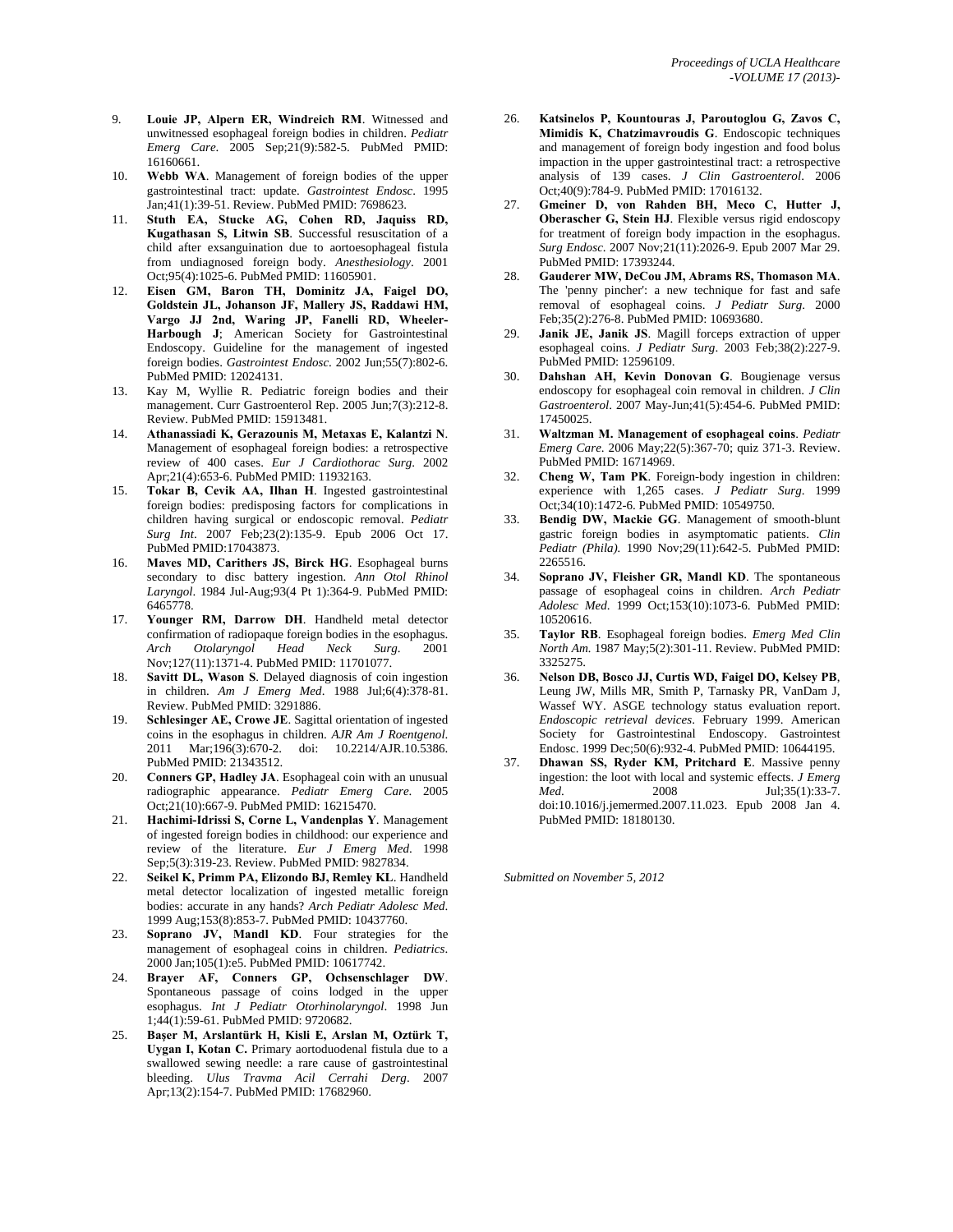9. **Louie JP, Alpern ER, Windreich RM**. Witnessed and unwitnessed esophageal foreign bodies in children. *Pediatr Emerg Care*. 2005 Sep;21(9):582-5. PubMed PMID: 16160661.
10. **Webb WA**. Management of foreign bodies of the upper gastrointestinal tract: update. *Gastrointest Endosc*. 1995 Jan;41(1):39-51. Review. PubMed PMID: 7698623.
11. **Stuth EA, Stucke AG, Cohen RD, Jaquiss RD, Kugathasan S, Litwin SB**. Successful resuscitation of a child after exsanguination due to aortoesophageal fistula from undiagnosed foreign body. *Anesthesiology*. 2001 Oct;95(4):1025-6. PubMed PMID: 11605901.
12. **Eisen GM, Baron TH, Dominitz JA, Faigel DO, Goldstein JL, Johanson JF, Mallery JS, Raddawi HM, Vargo JJ 2nd, Waring JP, Fanelli RD, Wheeler-Harbough J**; American Society for Gastrointestinal Endoscopy. Guideline for the management of ingested foreign bodies. *Gastrointest Endosc*. 2002 Jun;55(7):802-6. PubMed PMID: 12024131.
13. Kay M, Wyllie R. Pediatric foreign bodies and their management. Curr Gastroenterol Rep. 2005 Jun;7(3):212-8. Review. PubMed PMID: 15913481.
14. **Athanassiadi K, Gerazounis M, Metaxas E, Kalantzi N**. Management of esophageal foreign bodies: a retrospective review of 400 cases. *Eur J Cardiothorac Surg*. 2002 Apr;21(4):653-6. PubMed PMID: 11932163.
15. **Tokar B, Cevik AA, Ilhan H**. Ingested gastrointestinal foreign bodies: predisposing factors for complications in children having surgical or endoscopic removal. *Pediatr Surg Int*. 2007 Feb;23(2):135-9. Epub 2006 Oct 17. PubMed PMID:17043873.
16. **Maves MD, Carithers JS, Birck HG**. Esophageal burns secondary to disc battery ingestion. *Ann Otol Rhinol Laryngol*. 1984 Jul-Aug;93(4 Pt 1):364-9. PubMed PMID: 6465778.
17. **Younger RM, Darrow DH**. Handheld metal detector confirmation of radiopaque foreign bodies in the esophagus. *Arch Otolaryngol Head Neck Surg*. 2001 Nov;127(11):1371-4. PubMed PMID: 11701077.
18. **Savitt DL, Wason S**. Delayed diagnosis of coin ingestion in children. *Am J Emerg Med*. 1988 Jul;6(4):378-81. Review. PubMed PMID: 3291886.
19. **Schlesinger AE, Crowe JE**. Sagittal orientation of ingested coins in the esophagus in children. *AJR Am J Roentgenol*. 2011 Mar;196(3):670-2. doi: 10.2214/AJR.10.5386. PubMed PMID: 21343512.
20. **Conners GP, Hadley JA**. Esophageal coin with an unusual radiographic appearance. *Pediatr Emerg Care*. 2005 Oct;21(10):667-9. PubMed PMID: 16215470.
21. **Hachimi-Idrissi S, Corne L, Vandenplas Y**. Management of ingested foreign bodies in childhood: our experience and review of the literature. *Eur J Emerg Med*. 1998 Sep;5(3):319-23. Review. PubMed PMID: 9827834.
22. **Seikel K, Primm PA, Elizondo BJ, Remley KL**. Handheld metal detector localization of ingested metallic foreign bodies: accurate in any hands? *Arch Pediatr Adolesc Med*. 1999 Aug;153(8):853-7. PubMed PMID: 10437760.
23. **Soprano JV, Mandl KD**. Four strategies for the management of esophageal coins in children. *Pediatrics*. 2000 Jan;105(1):e5. PubMed PMID: 10617742.
24. **Brayer AF, Conners GP, Ochsenschlager DW**. Spontaneous passage of coins lodged in the upper esophagus. *Int J Pediatr Otorhinolaryngol*. 1998 Jun 1;44(1):59-61. PubMed PMID: 9720682.
25. **Başer M, Arslantürk H, Kisli E, Arslan M, Oztürk T, Uygan I, Kotan C.** Primary aortoduodenal fistula due to a swallowed sewing needle: a rare cause of gastrointestinal bleeding. *Ulus Travma Acil Cerrahi Derg*. 2007 Apr;13(2):154-7. PubMed PMID: 17682960.
26. **Katsinelos P, Kountouras J, Paroutoglou G, Zavos C, Mimidis K, Chatzimavroudis G**. Endoscopic techniques and management of foreign body ingestion and food bolus impaction in the upper gastrointestinal tract: a retrospective analysis of 139 cases. *J Clin Gastroenterol*. 2006 Oct;40(9):784-9. PubMed PMID: 17016132.
27. **Gmeiner D, von Rahden BH, Meco C, Hutter J, Oberascher G, Stein HJ**. Flexible versus rigid endoscopy for treatment of foreign body impaction in the esophagus. *Surg Endosc*. 2007 Nov;21(11):2026-9. Epub 2007 Mar 29. PubMed PMID: 17393244.
28. **Gauderer MW, DeCou JM, Abrams RS, Thomason MA**. The 'penny pincher': a new technique for fast and safe removal of esophageal coins. *J Pediatr Surg*. 2000 Feb;35(2):276-8. PubMed PMID: 10693680.
29. **Janik JE, Janik JS**. Magill forceps extraction of upper esophageal coins. *J Pediatr Surg*. 2003 Feb;38(2):227-9. PubMed PMID: 12596109.
30. **Dahshan AH, Kevin Donovan G**. Bougienage versus endoscopy for esophageal coin removal in children. *J Clin Gastroenterol*. 2007 May-Jun;41(5):454-6. PubMed PMID: 17450025.
31. **Waltzman M. Management of esophageal coins**. *Pediatr Emerg Care*. 2006 May;22(5):367-70; quiz 371-3. Review. PubMed PMID: 16714969.
32. **Cheng W, Tam PK**. Foreign-body ingestion in children: experience with 1,265 cases. *J Pediatr Surg*. 1999 Oct;34(10):1472-6. PubMed PMID: 10549750.
33. **Bendig DW, Mackie GG**. Management of smooth-blunt gastric foreign bodies in asymptomatic patients. *Clin Pediatr (Phila)*. 1990 Nov;29(11):642-5. PubMed PMID: 2265516.
34. **Soprano JV, Fleisher GR, Mandl KD**. The spontaneous passage of esophageal coins in children. *Arch Pediatr Adolesc Med*. 1999 Oct;153(10):1073-6. PubMed PMID: 10520616.
35. **Taylor RB**. Esophageal foreign bodies. *Emerg Med Clin North Am*. 1987 May;5(2):301-11. Review. PubMed PMID: 3325275.
36. **Nelson DB, Bosco JJ, Curtis WD, Faigel DO, Kelsey PB**, Leung JW, Mills MR, Smith P, Tarnasky PR, VanDam J, Wassef WY. ASGE technology status evaluation report. *Endoscopic retrieval devices*. February 1999. American Society for Gastrointestinal Endoscopy. Gastrointest Endosc. 1999 Dec;50(6):932-4. PubMed PMID: 10644195.
37. **Dhawan SS, Ryder KM, Pritchard E**. Massive penny ingestion: the loot with local and systemic effects. *J Emerg Med*. 2008 Jul;35(1):33-7. doi:10.1016/j.jemermed.2007.11.023. Epub 2008 Jan 4. PubMed PMID: 18180130.

*Submitted on November 5, 2012*